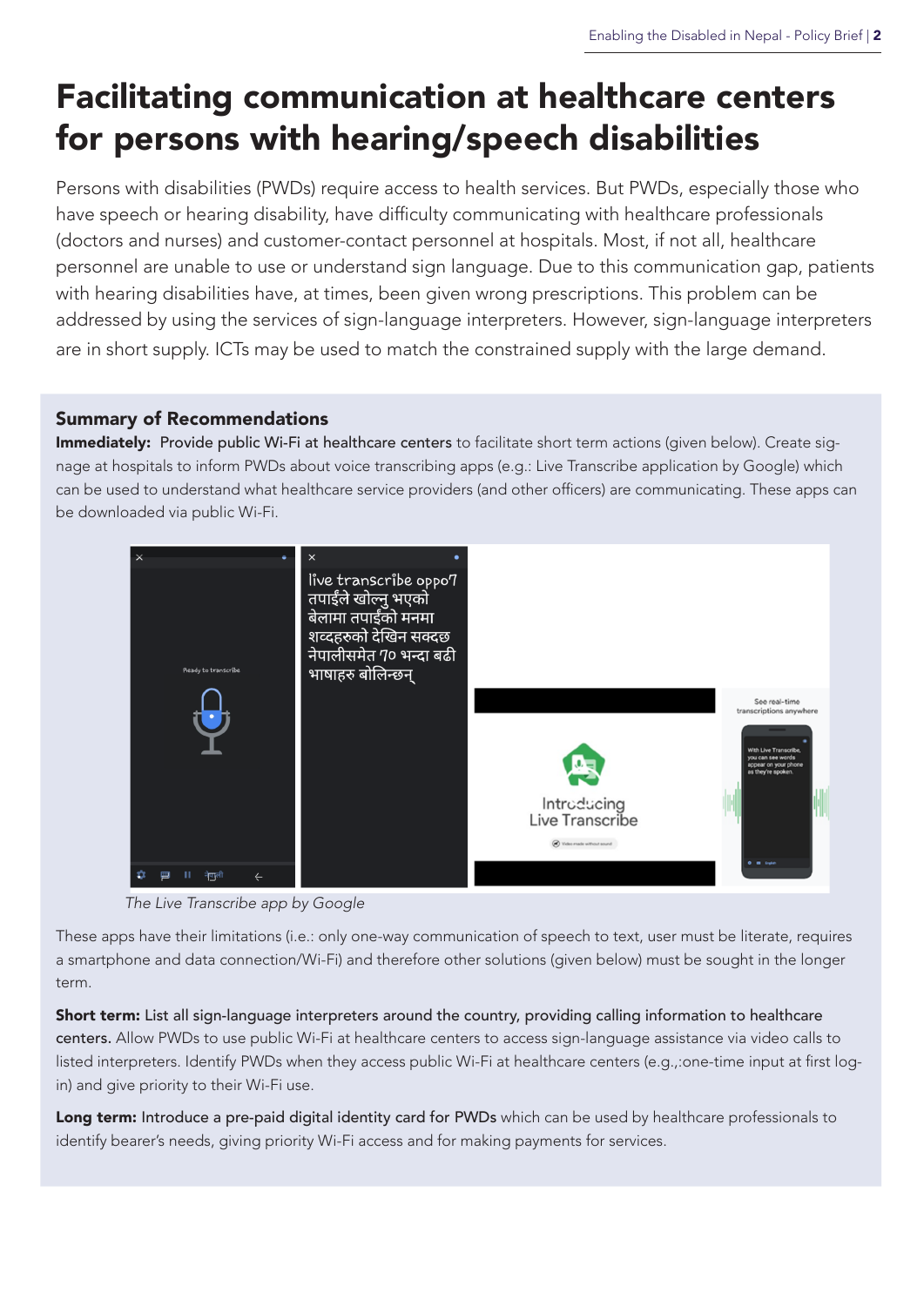# Facilitating communication at healthcare centers for persons with hearing/speech disabilities

Persons with disabilities (PWDs) require access to health services. But PWDs, especially those who have speech or hearing disability, have difficulty communicating with healthcare professionals (doctors and nurses) and customer-contact personnel at hospitals. Most, if not all, healthcare personnel are unable to use or understand sign language. Due to this communication gap, patients with hearing disabilities have, at times, been given wrong prescriptions. This problem can be addressed by using the services of sign-language interpreters. However, sign-language interpreters are in short supply. ICTs may be used to match the constrained supply with the large demand.

## Summary of Recommendations

**Immediately: Provide public Wi-Fi at healthcare centers** to facilitate short term actions (given below). Create signage at hospitals to inform PWDs about voice transcribing apps (e.g.: Live Transcribe application by Google) which can be used to understand what healthcare service providers (and other officers) are communicating. These apps can be downloaded via public Wi-Fi.

*The Live Transcribe app by Google*

These apps have their limitations (i.e.: only one-way communication of speech to text, user must be literate, requires a smartphone and data connection/Wi-Fi) and therefore other solutions (given below) must be sought in the longer term.

**Short term: List all sign-language interpreters around the country, providing calling information to healthcare centers.** Allow PWDs to use public Wi-Fi at healthcare centers to access sign-language assistance via video calls to listed interpreters. Identify PWDs when they access public Wi-Fi at healthcare centers (e.g.,:one-time input at first log-in) and give priority to their Wi-Fi use.

**Long term: Introduce a pre-paid digital identity card for PWDs** which can be used by healthcare professionals to identify bearer's needs, giving priority Wi-Fi access and for making payments for services.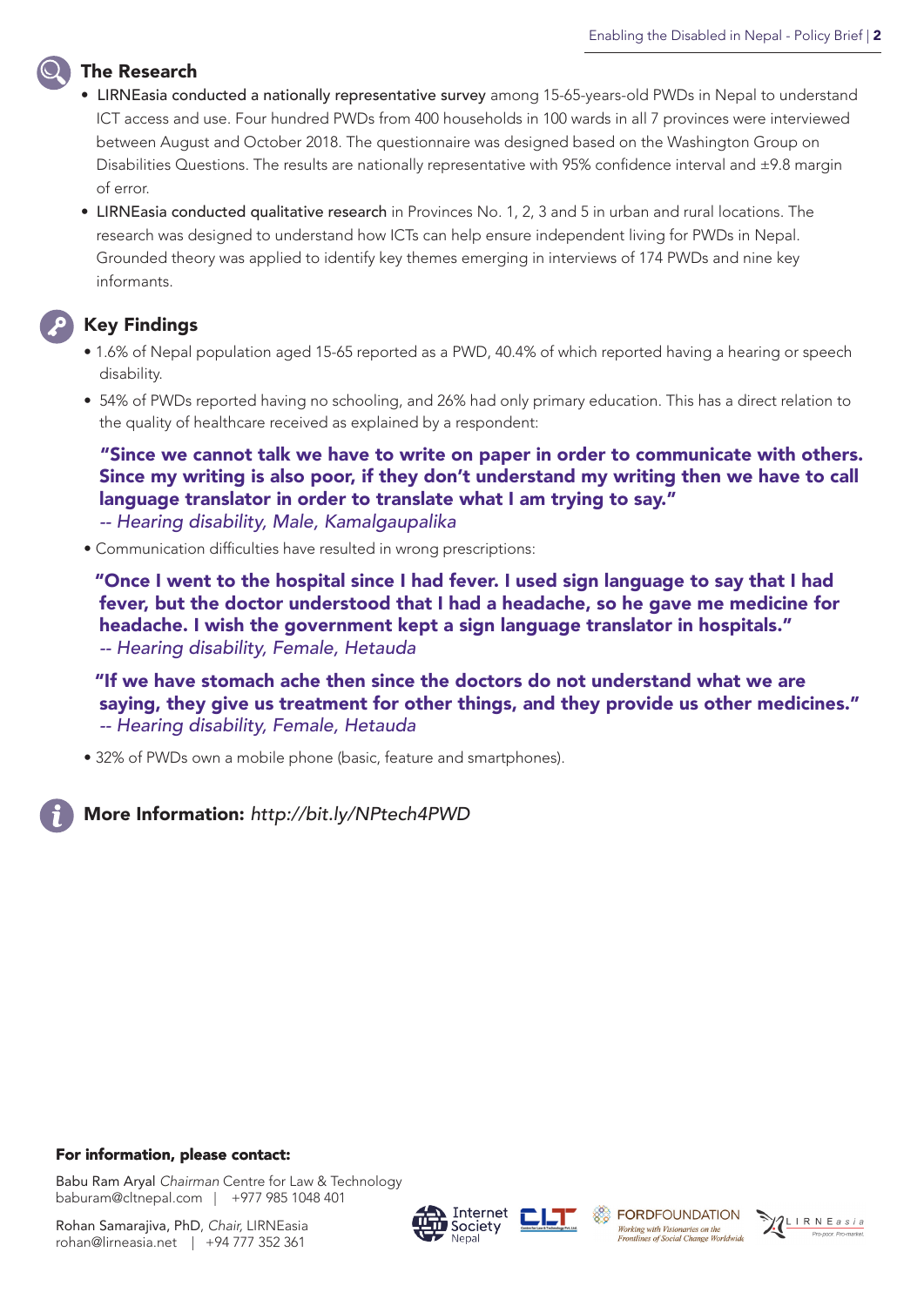## The Research

- **LIRNEasia conducted a nationally representative survey** among 15-65-years-old PWDs in Nepal to understand ICT access and use. Four hundred PWDs from 400 households in 100 wards in all 7 provinces were interviewed between August and October 2018. The questionnaire was designed based on the Washington Group on Disabilities Questions. The results are nationally representative with 95% confidence interval and ±9.8 margin of error.
- **LIRNEasia conducted qualitative research** in Provinces No. 1, 2, 3 and 5 in urban and rural locations. The research was designed to understand how ICTs can help ensure independent living for PWDs in Nepal. Grounded theory was applied to identify key themes emerging in interviews of 174 PWDs and nine key informants.

## Key Findings

- 1.6% of Nepal population aged 15-65 reported as a PWD, 40.4% of which reported having a hearing or speech disability.
- 54% of PWDs reported having no schooling, and 26% had only primary education. This has a direct relation to the quality of healthcare received as explained by a respondent:

**"Since we cannot talk we have to write on paper in order to communicate with others. Since my writing is also poor, if they don't understand my writing then we have to call language translator in order to translate what I am trying to say."**
*-- Hearing disability, Male, Kamalgaupalika*

- Communication difficulties have resulted in wrong prescriptions:

**"Once I went to the hospital since I had fever. I used sign language to say that I had fever, but the doctor understood that I had a headache, so he gave me medicine for headache. I wish the government kept a sign language translator in hospitals."**
*-- Hearing disability, Female, Hetauda*

**"If we have stomach ache then since the doctors do not understand what we are saying, they give us treatment for other things, and they provide us other medicines."**
*-- Hearing disability, Female, Hetauda*

- 32% of PWDs own a mobile phone (basic, feature and smartphones).

**More Information:** *http://bit.ly/NPtech4PWD*

**For information, please contact:**

Babu Ram Aryal *Chairman* Centre for Law & Technology
baburam@cltnepal.com | +977 985 1048 401

Rohan Samarajiva, PhD, *Chair,* LIRNEasia
rohan@lirneasia.net | +94 777 352 361